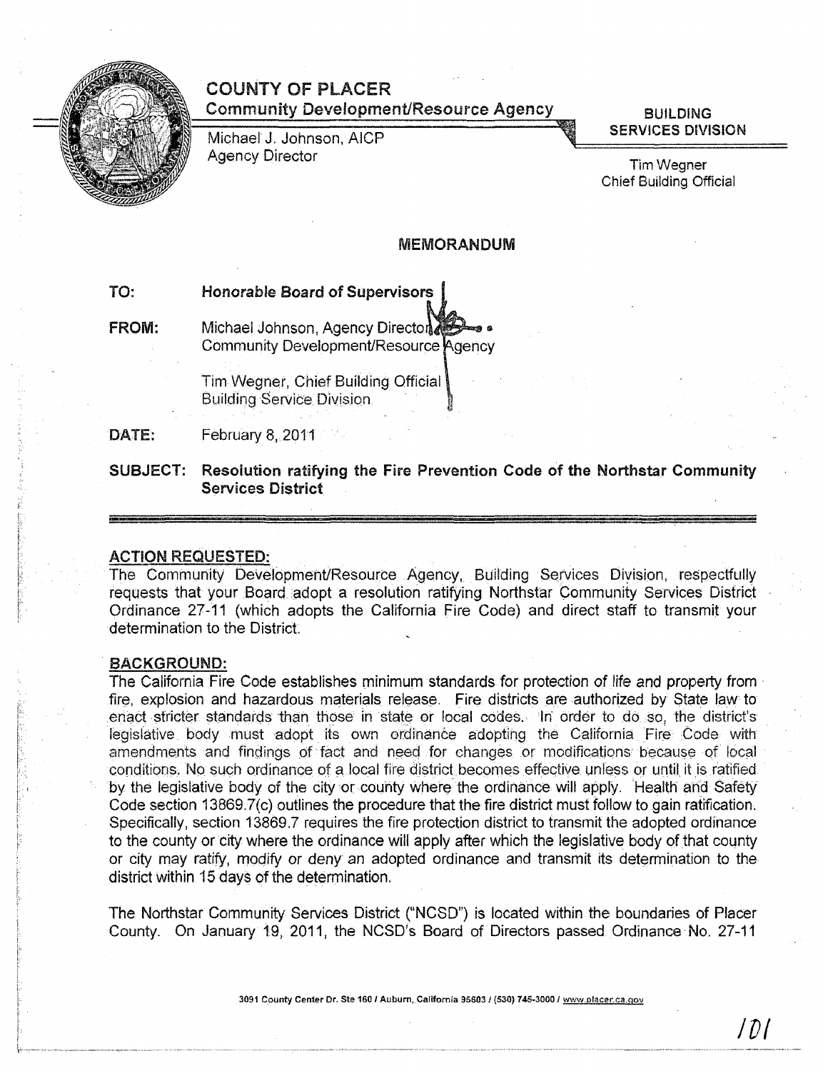# COUNTY OF PLACER

**Community Development/Resource Agency**

Michael J. Johnson, AICP
Agency Director

**BUILDING SERVICES DIVISION**

Tim Wegner
Chief Building Official

## MEMORANDUM

**TO:** **Honorable Board of Supervisors**

**FROM:** Michael Johnson, Agency Director
Community Development/Resource Agency

Tim Wegner, Chief Building Official
Building Service Division

**DATE:** February 8, 2011

**SUBJECT: Resolution ratifying the Fire Prevention Code of the Northstar Community Services District**

### ACTION REQUESTED:

The Community Development/Resource Agency, Building Services Division, respectfully requests that your Board adopt a resolution ratifying Northstar Community Services District Ordinance 27-11 (which adopts the California Fire Code) and direct staff to transmit your determination to the District.

### BACKGROUND:

The California Fire Code establishes minimum standards for protection of life and property from fire, explosion and hazardous materials release. Fire districts are authorized by State law to enact stricter standards than those in state or local codes. In order to do so, the district's legislative body must adopt its own ordinance adopting the California Fire Code with amendments and findings of fact and need for changes or modifications because of local conditions. No such ordinance of a local fire district becomes effective unless or until it is ratified by the legislative body of the city or county where the ordinance will apply. Health and Safety Code section 13869.7(c) outlines the procedure that the fire district must follow to gain ratification. Specifically, section 13869.7 requires the fire protection district to transmit the adopted ordinance to the county or city where the ordinance will apply after which the legislative body of that county or city may ratify, modify or deny an adopted ordinance and transmit its determination to the district within 15 days of the determination.

The Northstar Community Services District ("NCSD") is located within the boundaries of Placer County. On January 19, 2011, the NCSD's Board of Directors passed Ordinance No. 27-11

3091 County Center Dr. Ste 160 / Auburn, California 95603 / (530) 745-3000 / www.placer.ca.gov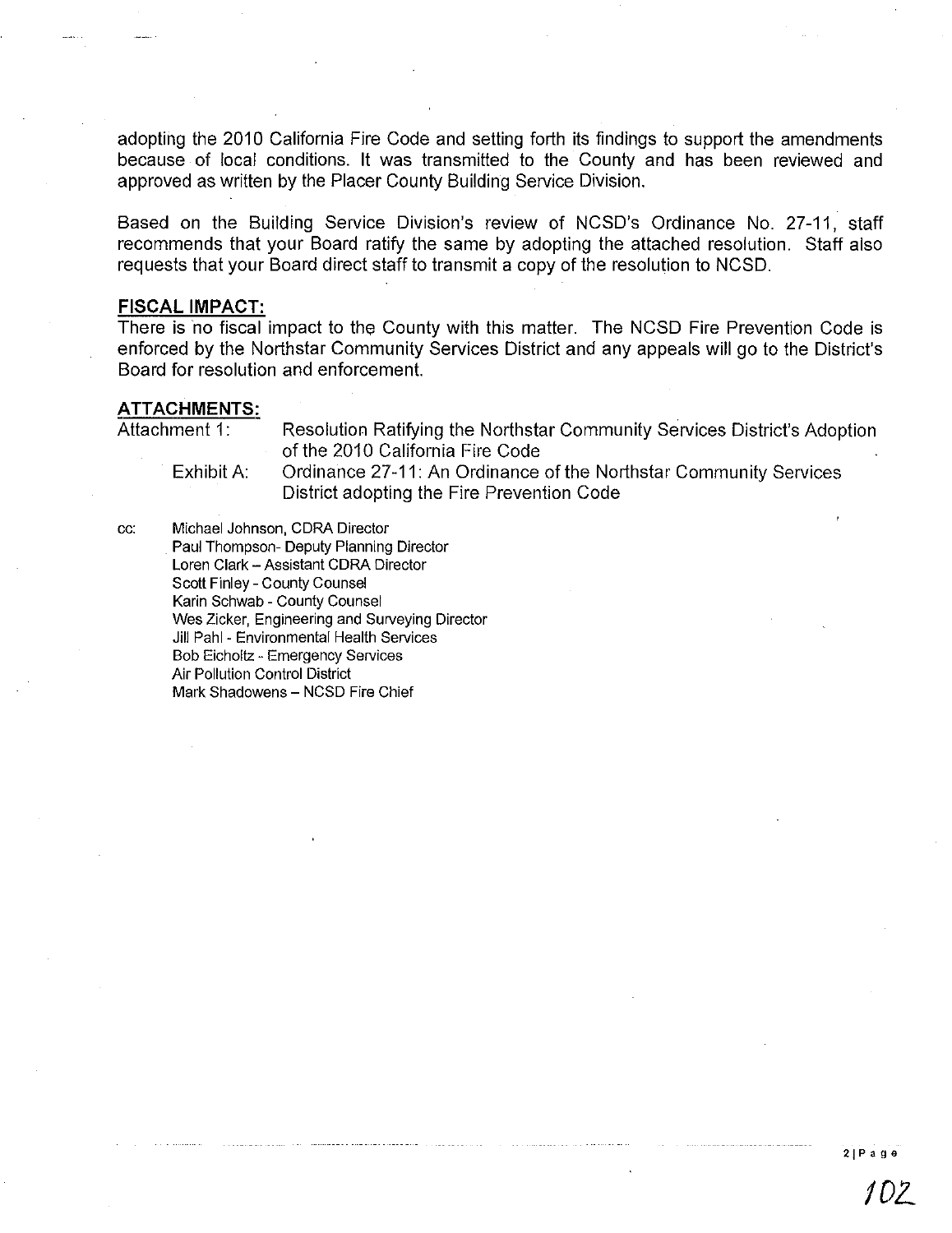adopting the 2010 California Fire Code and setting forth its findings to support the amendments because of local conditions. It was transmitted to the County and has been reviewed and approved as written by the Placer County Building Service Division.

Based on the Building Service Division's review of NCSD's Ordinance No. 27-11, staff recommends that your Board ratify the same by adopting the attached resolution. Staff also requests that your Board direct staff to transmit a copy of the resolution to NCSD.

## FISCAL IMPACT:

There is no fiscal impact to the County with this matter. The NCSD Fire Prevention Code is enforced by the Northstar Community Services District and any appeals will go to the District's Board for resolution and enforcement.

## ATTACHMENTS:

Attachment 1: Resolution Ratifying the Northstar Community Services District's Adoption of the 2010 California Fire Code

Exhibit A: Ordinance 27-11: An Ordinance of the Northstar Community Services District adopting the Fire Prevention Code

cc: Michael Johnson, CDRA Director
Paul Thompson- Deputy Planning Director
Loren Clark – Assistant CDRA Director
Scott Finley - County Counsel
Karin Schwab - County Counsel
Wes Zicker, Engineering and Surveying Director
Jill Pahl - Environmental Health Services
Bob Eicholtz - Emergency Services
Air Pollution Control District
Mark Shadowens – NCSD Fire Chief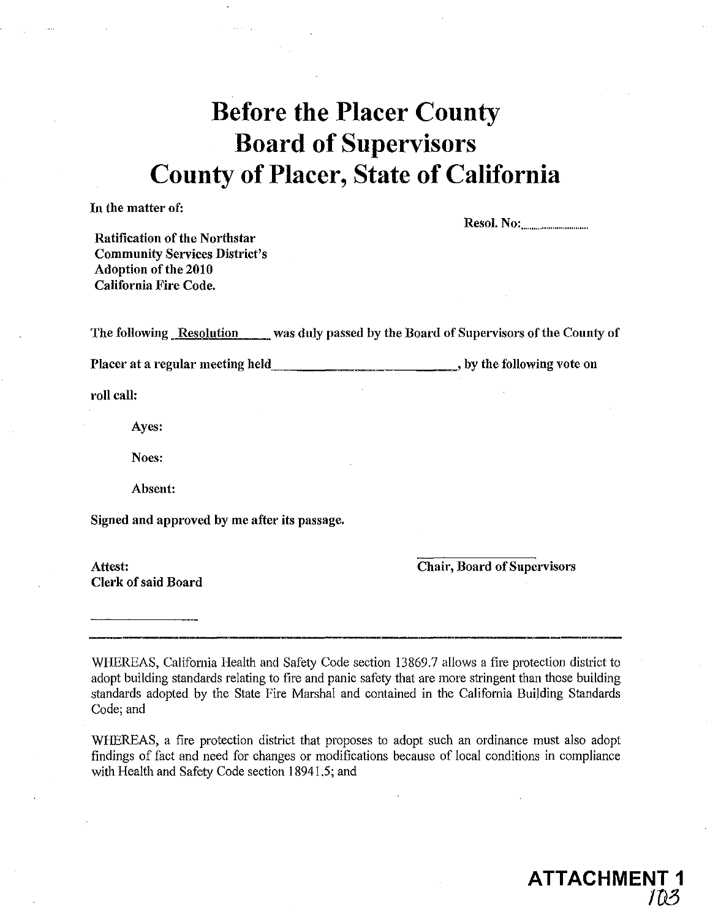# Before the Placer County Board of Supervisors County of Placer, State of California

**In the matter of:**

**Resol. No:** ..........................

**Ratification of the Northstar Community Services District's Adoption of the 2010 California Fire Code.**

The following Resolution was duly passed by the Board of Supervisors of the County of Placer at a regular meeting held \_\_\_\_\_\_\_\_\_\_\_\_\_\_\_\_\_\_\_\_\_\_\_\_\_\_, by the following vote on roll call:

**Ayes:**

**Noes:**

**Absent:**

**Signed and approved by me after its passage.**

**Attest:**
**Clerk of said Board**

**Chair, Board of Supervisors**

---

WHEREAS, California Health and Safety Code section 13869.7 allows a fire protection district to adopt building standards relating to fire and panic safety that are more stringent than those building standards adopted by the State Fire Marshal and contained in the California Building Standards Code; and

WHEREAS, a fire protection district that proposes to adopt such an ordinance must also adopt findings of fact and need for changes or modifications because of local conditions in compliance with Health and Safety Code section 18941.5; and

**ATTACHMENT 1**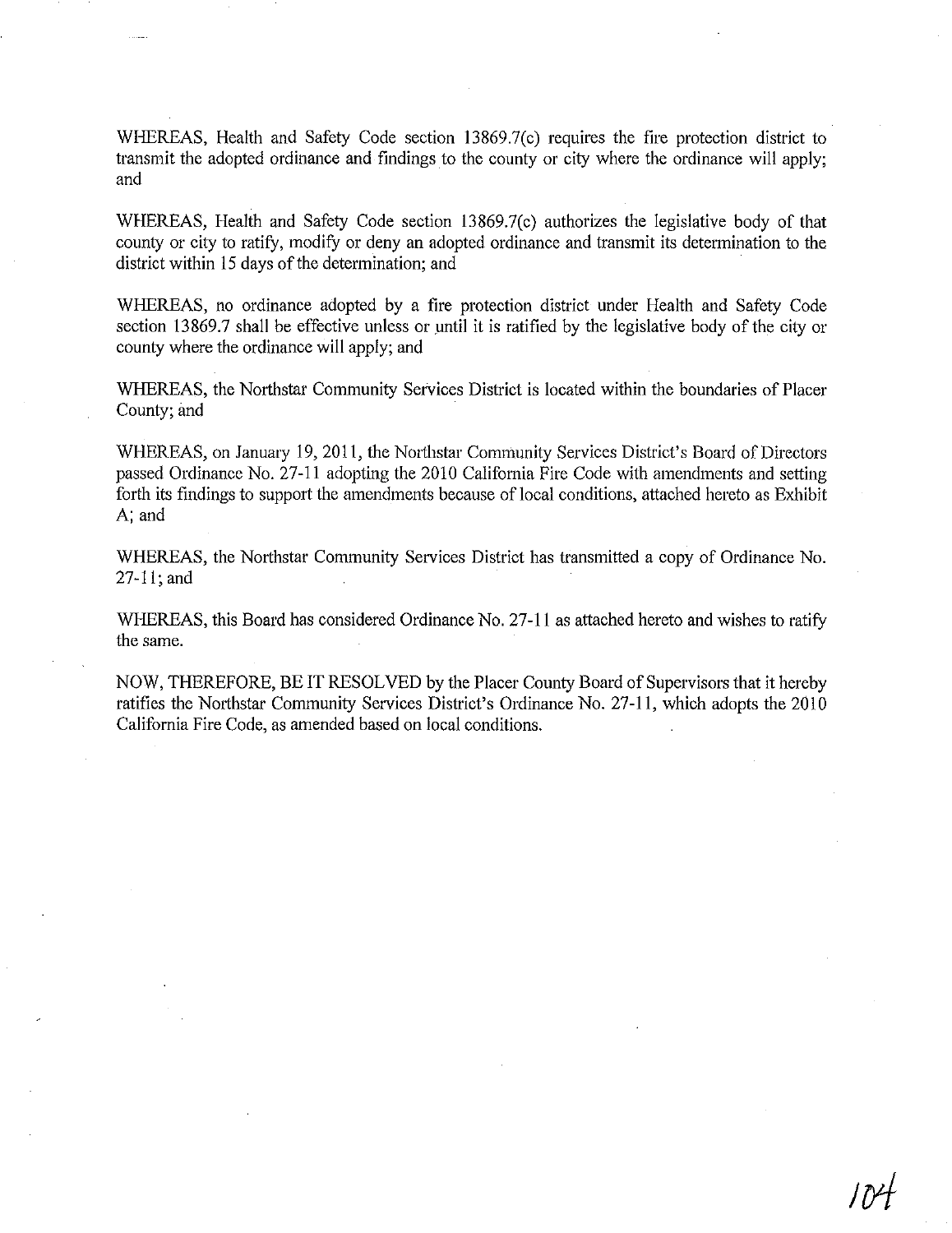WHEREAS, Health and Safety Code section 13869.7(c) requires the fire protection district to transmit the adopted ordinance and findings to the county or city where the ordinance will apply; and

WHEREAS, Health and Safety Code section 13869.7(c) authorizes the legislative body of that county or city to ratify, modify or deny an adopted ordinance and transmit its determination to the district within 15 days of the determination; and

WHEREAS, no ordinance adopted by a fire protection district under Health and Safety Code section 13869.7 shall be effective unless or until it is ratified by the legislative body of the city or county where the ordinance will apply; and

WHEREAS, the Northstar Community Services District is located within the boundaries of Placer County; and

WHEREAS, on January 19, 2011, the Northstar Community Services District's Board of Directors passed Ordinance No. 27-11 adopting the 2010 California Fire Code with amendments and setting forth its findings to support the amendments because of local conditions, attached hereto as Exhibit A; and

WHEREAS, the Northstar Community Services District has transmitted a copy of Ordinance No. 27-11; and

WHEREAS, this Board has considered Ordinance No. 27-11 as attached hereto and wishes to ratify the same.

NOW, THEREFORE, BE IT RESOLVED by the Placer County Board of Supervisors that it hereby ratifies the Northstar Community Services District's Ordinance No. 27-11, which adopts the 2010 California Fire Code, as amended based on local conditions.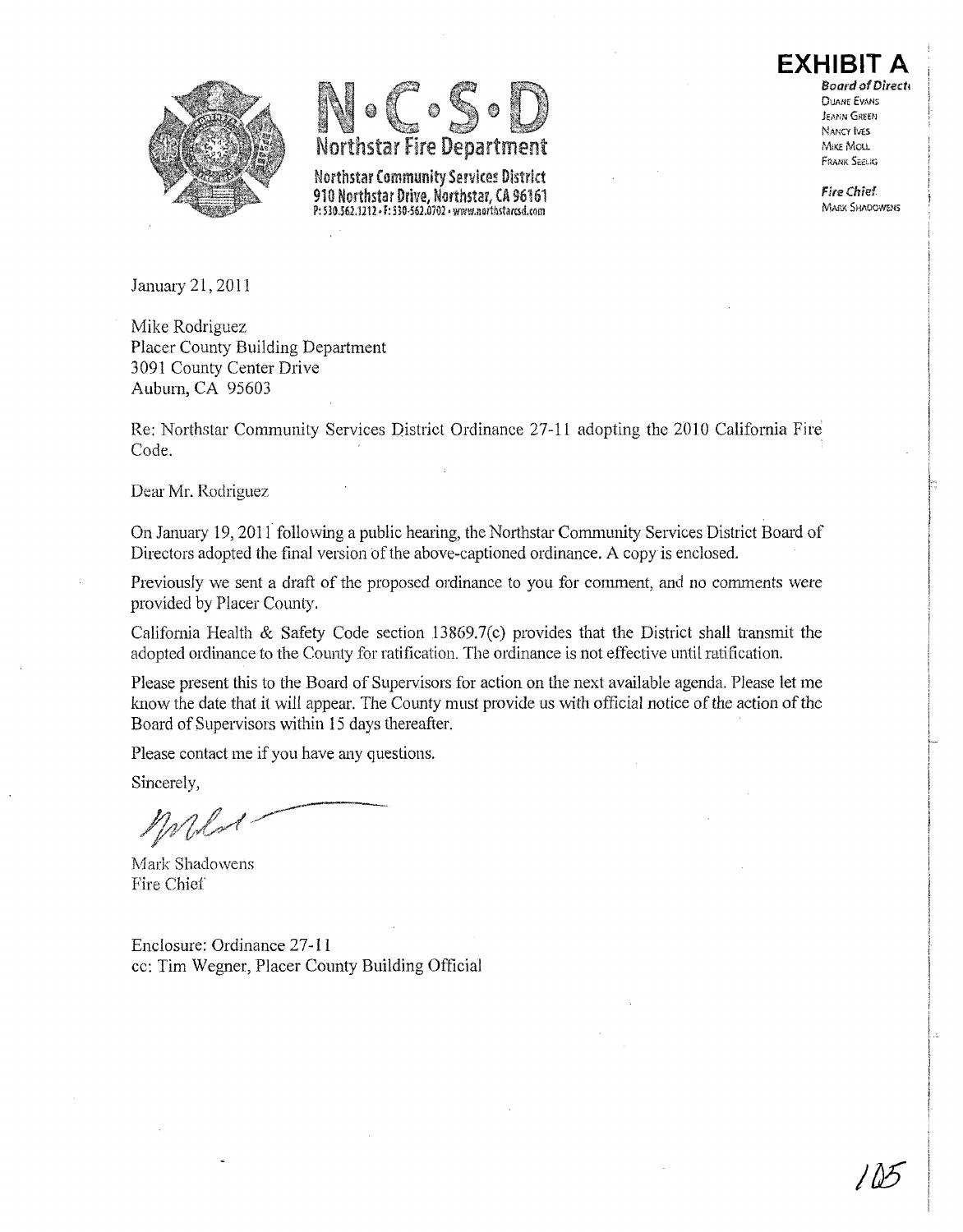**EXHIBIT A**

# N·C·S·D

**Northstar Fire Department**

**Northstar Community Services District**
**910 Northstar Drive, Northstar, CA 96161**
P: 530.562.1212 • F: 530-562.0702 • www.northstarcsd.com

***Board of Directors***
DUANE EVANS
JEANN GREEN
NANCY IVES
MIKE MOLL
FRANK SEELIG

***Fire Chief***
MARK SHADOWENS

January 21, 2011

Mike Rodriguez
Placer County Building Department
3091 County Center Drive
Auburn, CA 95603

Re: Northstar Community Services District Ordinance 27-11 adopting the 2010 California Fire Code.

Dear Mr. Rodriguez

On January 19, 2011 following a public hearing, the Northstar Community Services District Board of Directors adopted the final version of the above-captioned ordinance. A copy is enclosed.

Previously we sent a draft of the proposed ordinance to you for comment, and no comments were provided by Placer County.

California Health & Safety Code section 13869.7(c) provides that the District shall transmit the adopted ordinance to the County for ratification. The ordinance is not effective until ratification.

Please present this to the Board of Supervisors for action on the next available agenda. Please let me know the date that it will appear. The County must provide us with official notice of the action of the Board of Supervisors within 15 days thereafter.

Please contact me if you have any questions.

Sincerely,

Mark Shadowens
Fire Chief

Enclosure: Ordinance 27-11
cc: Tim Wegner, Placer County Building Official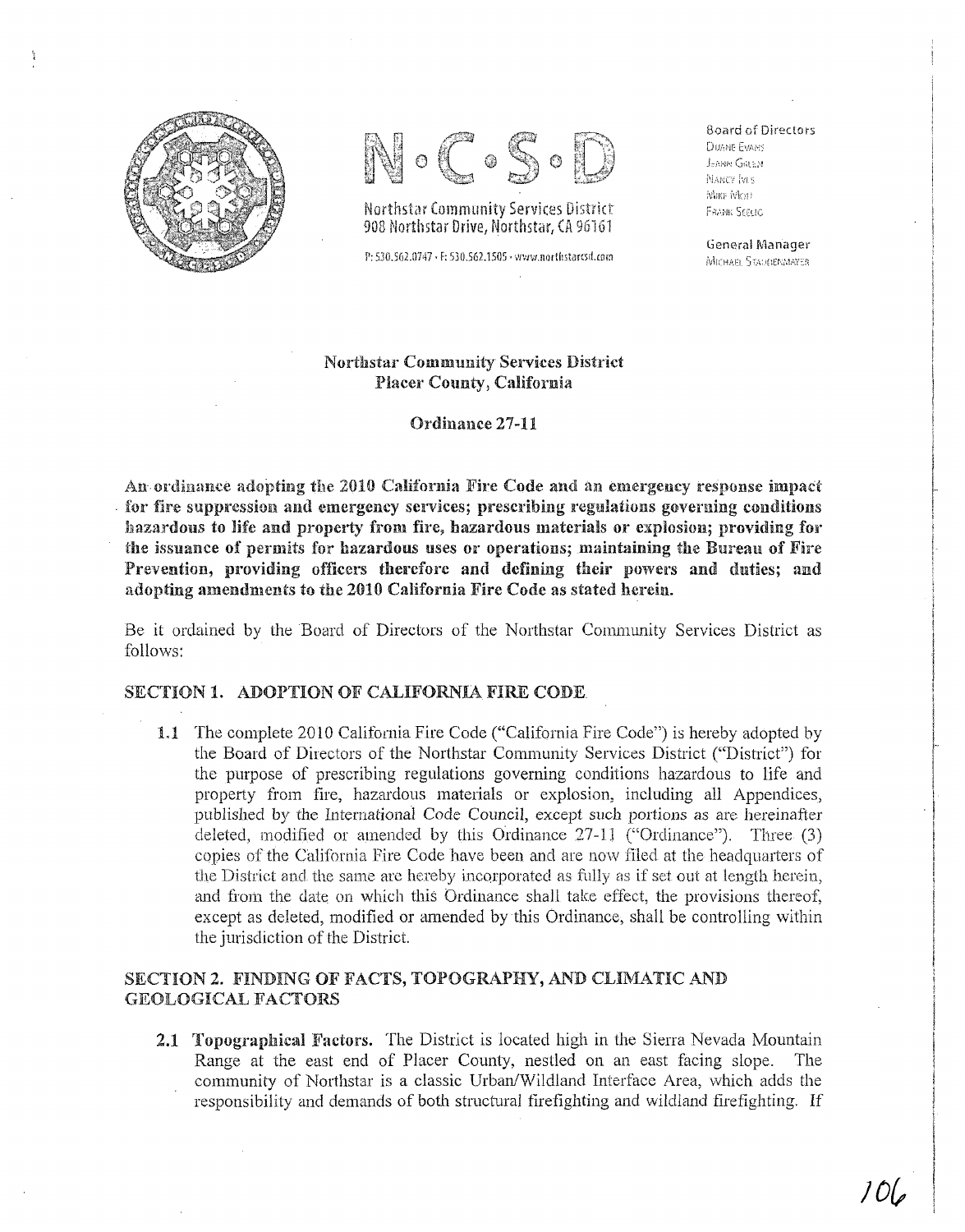N·C·S·D

Northstar Community Services District
908 Northstar Drive, Northstar, CA 96161

P: 530.562.0747 · F: 530.562.1505 · www.northstarcsd.com

Board of Directors
Duane Evans
Jeann Green
Nancy Ives
Mike Moll
Frank Seelig

General Manager
Michael Staudenmayer

**Northstar Community Services District**
**Placer County, California**

**Ordinance 27-11**

**An ordinance adopting the 2010 California Fire Code and an emergency response impact for fire suppression and emergency services; prescribing regulations governing conditions hazardous to life and property from fire, hazardous materials or explosion; providing for the issuance of permits for hazardous uses or operations; maintaining the Bureau of Fire Prevention, providing officers therefore and defining their powers and duties; and adopting amendments to the 2010 California Fire Code as stated herein.**

Be it ordained by the Board of Directors of the Northstar Community Services District as follows:

## SECTION 1. ADOPTION OF CALIFORNIA FIRE CODE

**1.1** The complete 2010 California Fire Code ("California Fire Code") is hereby adopted by the Board of Directors of the Northstar Community Services District ("District") for the purpose of prescribing regulations governing conditions hazardous to life and property from fire, hazardous materials or explosion, including all Appendices, published by the International Code Council, except such portions as are hereinafter deleted, modified or amended by this Ordinance 27-11 ("Ordinance"). Three (3) copies of the California Fire Code have been and are now filed at the headquarters of the District and the same are hereby incorporated as fully as if set out at length herein, and from the date on which this Ordinance shall take effect, the provisions thereof, except as deleted, modified or amended by this Ordinance, shall be controlling within the jurisdiction of the District.

## SECTION 2. FINDING OF FACTS, TOPOGRAPHY, AND CLIMATIC AND GEOLOGICAL FACTORS

**2.1 Topographical Factors.** The District is located high in the Sierra Nevada Mountain Range at the east end of Placer County, nestled on an east facing slope. The community of Northstar is a classic Urban/Wildland Interface Area, which adds the responsibility and demands of both structural firefighting and wildland firefighting. If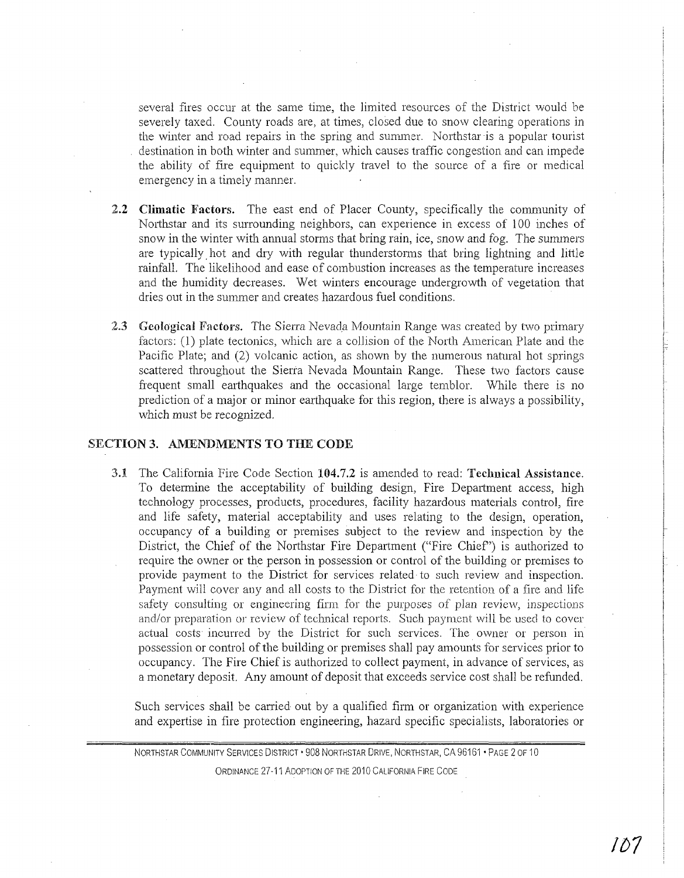several fires occur at the same time, the limited resources of the District would be severely taxed. County roads are, at times, closed due to snow clearing operations in the winter and road repairs in the spring and summer. Northstar is a popular tourist destination in both winter and summer, which causes traffic congestion and can impede the ability of fire equipment to quickly travel to the source of a fire or medical emergency in a timely manner.

**2.2 Climatic Factors.** The east end of Placer County, specifically the community of Northstar and its surrounding neighbors, can experience in excess of 100 inches of snow in the winter with annual storms that bring rain, ice, snow and fog. The summers are typically hot and dry with regular thunderstorms that bring lightning and little rainfall. The likelihood and ease of combustion increases as the temperature increases and the humidity decreases. Wet winters encourage undergrowth of vegetation that dries out in the summer and creates hazardous fuel conditions.

**2.3 Geological Factors.** The Sierra Nevada Mountain Range was created by two primary factors: (1) plate tectonics, which are a collision of the North American Plate and the Pacific Plate; and (2) volcanic action, as shown by the numerous natural hot springs scattered throughout the Sierra Nevada Mountain Range. These two factors cause frequent small earthquakes and the occasional large temblor. While there is no prediction of a major or minor earthquake for this region, there is always a possibility, which must be recognized.

## SECTION 3. AMENDMENTS TO THE CODE

3.1 The California Fire Code Section **104.7.2** is amended to read: **Technical Assistance.** To determine the acceptability of building design, Fire Department access, high technology processes, products, procedures, facility hazardous materials control, fire and life safety, material acceptability and uses relating to the design, operation, occupancy of a building or premises subject to the review and inspection by the District, the Chief of the Northstar Fire Department ("Fire Chief") is authorized to require the owner or the person in possession or control of the building or premises to provide payment to the District for services related to such review and inspection. Payment will cover any and all costs to the District for the retention of a fire and life safety consulting or engineering firm for the purposes of plan review, inspections and/or preparation or review of technical reports. Such payment will be used to cover actual costs incurred by the District for such services. The owner or person in possession or control of the building or premises shall pay amounts for services prior to occupancy. The Fire Chief is authorized to collect payment, in advance of services, as a monetary deposit. Any amount of deposit that exceeds service cost shall be refunded.

Such services shall be carried out by a qualified firm or organization with experience and expertise in fire protection engineering, hazard specific specialists, laboratories or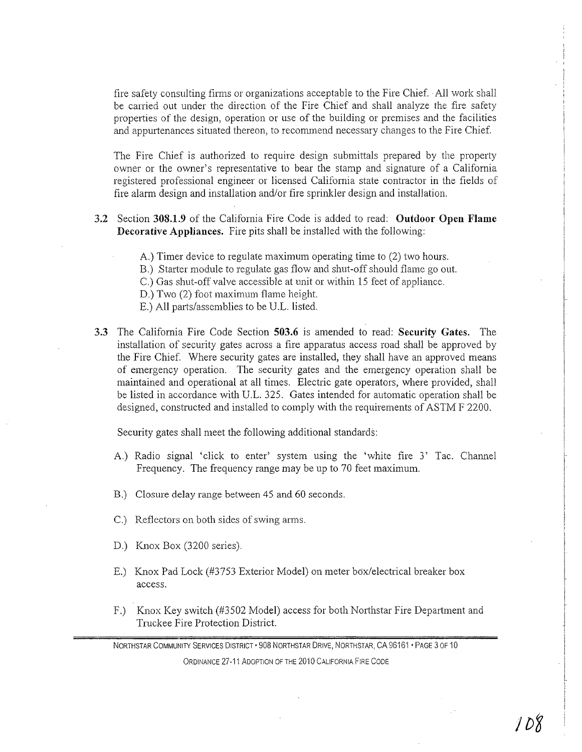fire safety consulting firms or organizations acceptable to the Fire Chief. All work shall be carried out under the direction of the Fire Chief and shall analyze the fire safety properties of the design, operation or use of the building or premises and the facilities and appurtenances situated thereon, to recommend necessary changes to the Fire Chief.

The Fire Chief is authorized to require design submittals prepared by the property owner or the owner's representative to bear the stamp and signature of a California registered professional engineer or licensed California state contractor in the fields of fire alarm design and installation and/or fire sprinkler design and installation.

**3.2** Section **308.1.9** of the California Fire Code is added to read: **Outdoor Open Flame Decorative Appliances.** Fire pits shall be installed with the following:

- A.) Timer device to regulate maximum operating time to (2) two hours.
- B.) Starter module to regulate gas flow and shut-off should flame go out.
- C.) Gas shut-off valve accessible at unit or within 15 feet of appliance.
- D.) Two (2) foot maximum flame height.
- E.) All parts/assemblies to be U.L. listed.

**3.3** The California Fire Code Section **503.6** is amended to read: **Security Gates.** The installation of security gates across a fire apparatus access road shall be approved by the Fire Chief. Where security gates are installed, they shall have an approved means of emergency operation. The security gates and the emergency operation shall be maintained and operational at all times. Electric gate operators, where provided, shall be listed in accordance with U.L. 325. Gates intended for automatic operation shall be designed, constructed and installed to comply with the requirements of ASTM F 2200.

Security gates shall meet the following additional standards:

- A.) Radio signal 'click to enter' system using the 'white fire 3' Tac. Channel Frequency. The frequency range may be up to 70 feet maximum.
- B.) Closure delay range between 45 and 60 seconds.
- C.) Reflectors on both sides of swing arms.
- D.) Knox Box (3200 series).
- E.) Knox Pad Lock (#3753 Exterior Model) on meter box/electrical breaker box access.
- F.) Knox Key switch (#3502 Model) access for both Northstar Fire Department and Truckee Fire Protection District.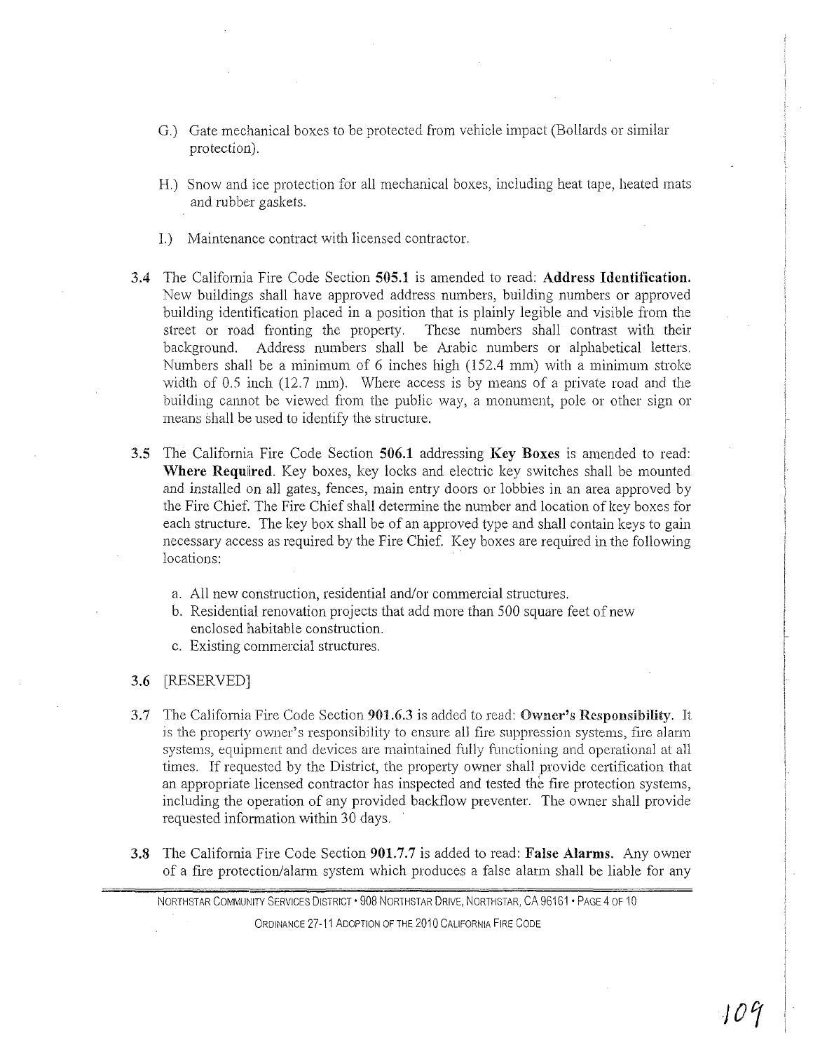G.) Gate mechanical boxes to be protected from vehicle impact (Bollards or similar protection).

H.) Snow and ice protection for all mechanical boxes, including heat tape, heated mats and rubber gaskets.

I.) Maintenance contract with licensed contractor.

**3.4** The California Fire Code Section **505.1** is amended to read: **Address Identification.** New buildings shall have approved address numbers, building numbers or approved building identification placed in a position that is plainly legible and visible from the street or road fronting the property. These numbers shall contrast with their background. Address numbers shall be Arabic numbers or alphabetical letters. Numbers shall be a minimum of 6 inches high (152.4 mm) with a minimum stroke width of 0.5 inch (12.7 mm). Where access is by means of a private road and the building cannot be viewed from the public way, a monument, pole or other sign or means shall be used to identify the structure.

**3.5** The California Fire Code Section **506.1** addressing **Key Boxes** is amended to read: **Where Required**. Key boxes, key locks and electric key switches shall be mounted and installed on all gates, fences, main entry doors or lobbies in an area approved by the Fire Chief. The Fire Chief shall determine the number and location of key boxes for each structure. The key box shall be of an approved type and shall contain keys to gain necessary access as required by the Fire Chief. Key boxes are required in the following locations:

a. All new construction, residential and/or commercial structures.
b. Residential renovation projects that add more than 500 square feet of new enclosed habitable construction.
c. Existing commercial structures.

**3.6** [RESERVED]

**3.7** The California Fire Code Section **901.6.3** is added to read: **Owner's Responsibility**. It is the property owner's responsibility to ensure all fire suppression systems, fire alarm systems, equipment and devices are maintained fully functioning and operational at all times. If requested by the District, the property owner shall provide certification that an appropriate licensed contractor has inspected and tested the fire protection systems, including the operation of any provided backflow preventer. The owner shall provide requested information within 30 days.

**3.8** The California Fire Code Section **901.7.7** is added to read: **False Alarms.** Any owner of a fire protection/alarm system which produces a false alarm shall be liable for any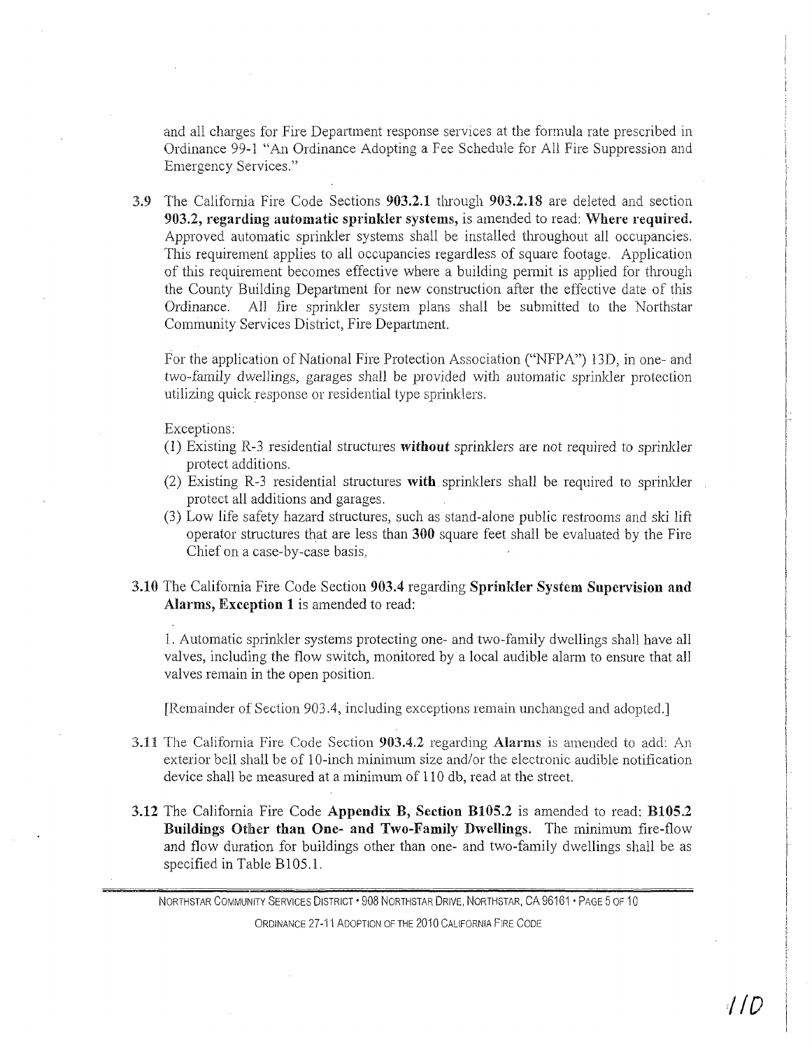and all charges for Fire Department response services at the formula rate prescribed in Ordinance 99-1 "An Ordinance Adopting a Fee Schedule for All Fire Suppression and Emergency Services."

**3.9** The California Fire Code Sections **903.2.1** through **903.2.18** are deleted and section **903.2, regarding automatic sprinkler systems,** is amended to read: **Where required.** Approved automatic sprinkler systems shall be installed throughout all occupancies. This requirement applies to all occupancies regardless of square footage. Application of this requirement becomes effective where a building permit is applied for through the County Building Department for new construction after the effective date of this Ordinance. All fire sprinkler system plans shall be submitted to the Northstar Community Services District, Fire Department.

For the application of National Fire Protection Association ("NFPA") 13D, in one- and two-family dwellings, garages shall be provided with automatic sprinkler protection utilizing quick response or residential type sprinklers.

Exceptions:

(1) Existing R-3 residential structures ***without*** sprinklers are not required to sprinkler protect additions.

(2) Existing R-3 residential structures **with** sprinklers shall be required to sprinkler protect all additions and garages.

(3) Low life safety hazard structures, such as stand-alone public restrooms and ski lift operator structures that are less than **300** square feet shall be evaluated by the Fire Chief on a case-by-case basis.

**3.10** The California Fire Code Section **903.4** regarding **Sprinkler System Supervision and Alarms, Exception 1** is amended to read:

1. Automatic sprinkler systems protecting one- and two-family dwellings shall have all valves, including the flow switch, monitored by a local audible alarm to ensure that all valves remain in the open position.

[Remainder of Section 903.4, including exceptions remain unchanged and adopted.]

**3.11** The California Fire Code Section **903.4.2** regarding **Alarms** is amended to add: An exterior bell shall be of 10-inch minimum size and/or the electronic audible notification device shall be measured at a minimum of 110 db, read at the street.

**3.12** The California Fire Code **Appendix B, Section B105.2** is amended to read: **B105.2 Buildings Other than One- and Two-Family Dwellings.** The minimum fire-flow and flow duration for buildings other than one- and two-family dwellings shall be as specified in Table B105.1.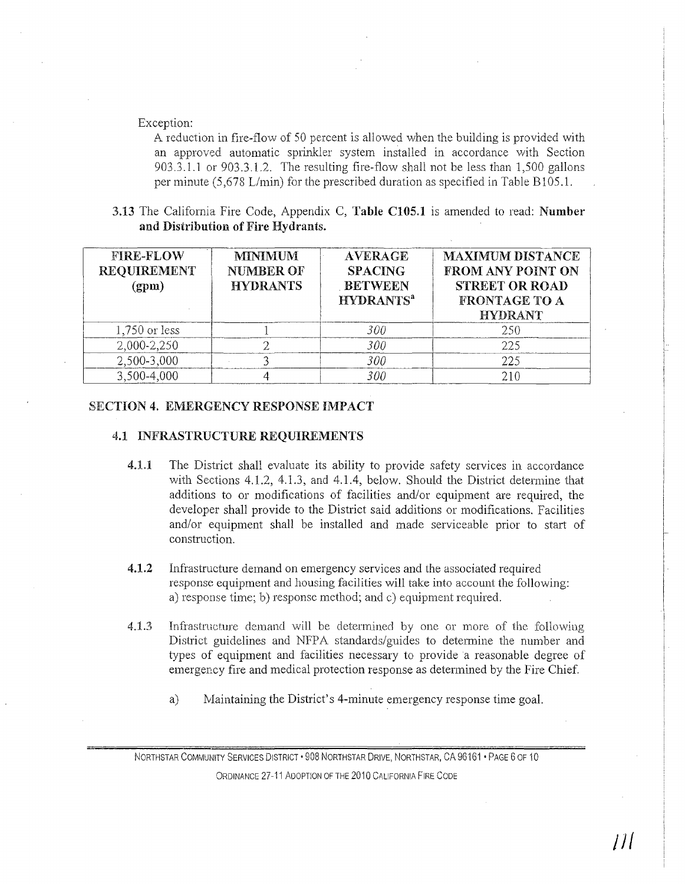Exception:

A reduction in fire-flow of 50 percent is allowed when the building is provided with an approved automatic sprinkler system installed in accordance with Section 903.3.1.1 or 903.3.1.2. The resulting fire-flow shall not be less than 1,500 gallons per minute (5,678 L/min) for the prescribed duration as specified in Table B105.1.

**3.13** The California Fire Code, Appendix C, **Table C105.1** is amended to read: **Number and Distribution of Fire Hydrants.**

| FIRE-FLOW REQUIREMENT (gpm) | MINIMUM NUMBER OF HYDRANTS | AVERAGE SPACING BETWEEN HYDRANTS[a] | MAXIMUM DISTANCE FROM ANY POINT ON STREET OR ROAD FRONTAGE TO A HYDRANT |
|---|---|---|---|
| 1,750 or less | 1 | *300* | 250 |
| 2,000-2,250 | 2 | *300* | 225 |
| 2,500-3,000 | 3 | *300* | 225 |
| 3,500-4,000 | 4 | *300* | 210 |

## SECTION 4. EMERGENCY RESPONSE IMPACT

### 4.1 INFRASTRUCTURE REQUIREMENTS

**4.1.1** The District shall evaluate its ability to provide safety services in accordance with Sections 4.1.2, 4.1.3, and 4.1.4, below. Should the District determine that additions to or modifications of facilities and/or equipment are required, the developer shall provide to the District said additions or modifications. Facilities and/or equipment shall be installed and made serviceable prior to start of construction.

**4.1.2** Infrastructure demand on emergency services and the associated required response equipment and housing facilities will take into account the following: a) response time; b) response method; and c) equipment required.

4.1.3 Infrastructure demand will be determined by one or more of the following District guidelines and NFPA standards/guides to determine the number and types of equipment and facilities necessary to provide a reasonable degree of emergency fire and medical protection response as determined by the Fire Chief.

a) Maintaining the District's 4-minute emergency response time goal.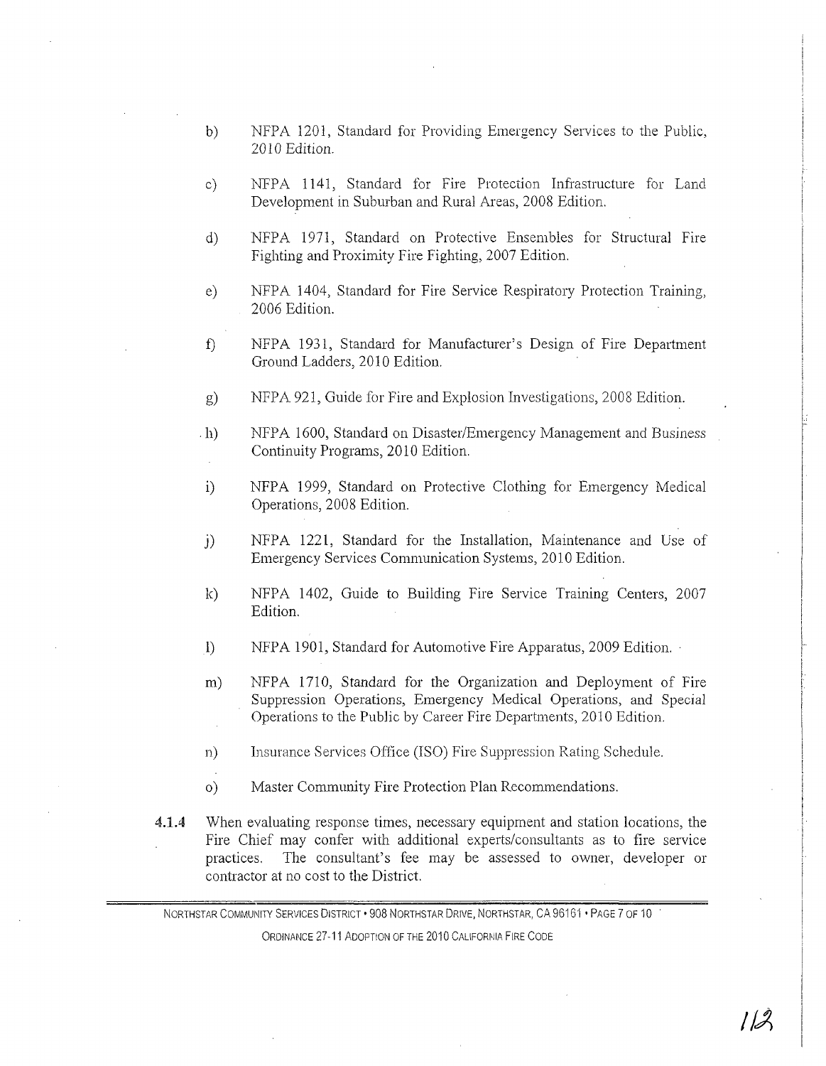b) NFPA 1201, Standard for Providing Emergency Services to the Public, 2010 Edition.

c) NFPA 1141, Standard for Fire Protection Infrastructure for Land Development in Suburban and Rural Areas, 2008 Edition.

d) NFPA 1971, Standard on Protective Ensembles for Structural Fire Fighting and Proximity Fire Fighting, 2007 Edition.

e) NFPA 1404, Standard for Fire Service Respiratory Protection Training, 2006 Edition.

f) NFPA 1931, Standard for Manufacturer's Design of Fire Department Ground Ladders, 2010 Edition.

g) NFPA 921, Guide for Fire and Explosion Investigations, 2008 Edition.

h) NFPA 1600, Standard on Disaster/Emergency Management and Business Continuity Programs, 2010 Edition.

i) NFPA 1999, Standard on Protective Clothing for Emergency Medical Operations, 2008 Edition.

j) NFPA 1221, Standard for the Installation, Maintenance and Use of Emergency Services Communication Systems, 2010 Edition.

k) NFPA 1402, Guide to Building Fire Service Training Centers, 2007 Edition.

l) NFPA 1901, Standard for Automotive Fire Apparatus, 2009 Edition.

m) NFPA 1710, Standard for the Organization and Deployment of Fire Suppression Operations, Emergency Medical Operations, and Special Operations to the Public by Career Fire Departments, 2010 Edition.

n) Insurance Services Office (ISO) Fire Suppression Rating Schedule.

o) Master Community Fire Protection Plan Recommendations.

**4.1.4** When evaluating response times, necessary equipment and station locations, the Fire Chief may confer with additional experts/consultants as to fire service practices. The consultant's fee may be assessed to owner, developer or contractor at no cost to the District.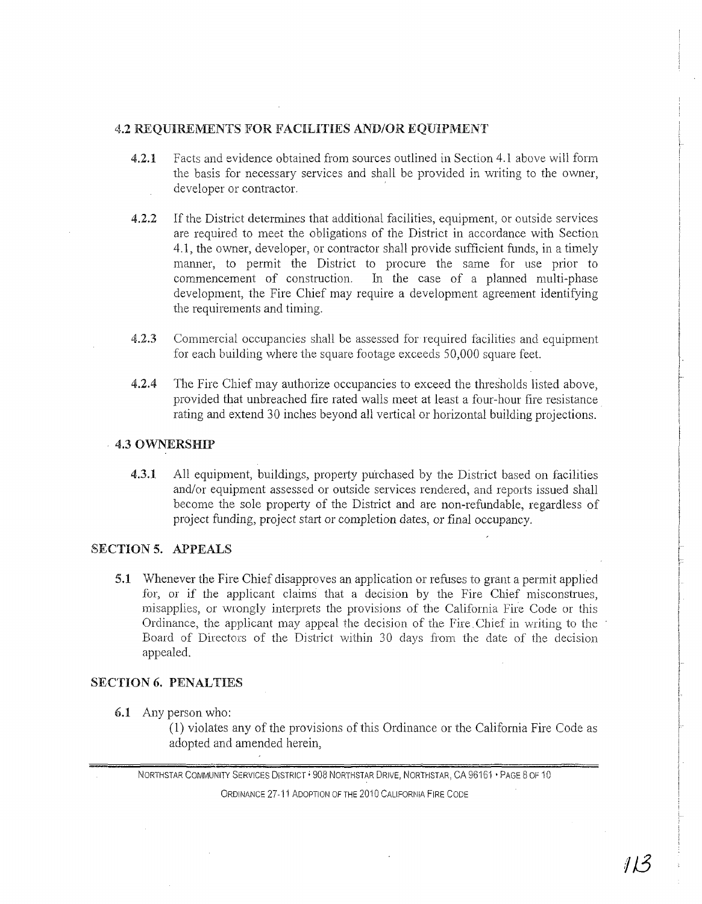### 4.2 REQUIREMENTS FOR FACILITIES AND/OR EQUIPMENT

**4.2.1** Facts and evidence obtained from sources outlined in Section 4.1 above will form the basis for necessary services and shall be provided in writing to the owner, developer or contractor.

**4.2.2** If the District determines that additional facilities, equipment, or outside services are required to meet the obligations of the District in accordance with Section 4.1, the owner, developer, or contractor shall provide sufficient funds, in a timely manner, to permit the District to procure the same for use prior to commencement of construction. In the case of a planned multi-phase development, the Fire Chief may require a development agreement identifying the requirements and timing.

**4.2.3** Commercial occupancies shall be assessed for required facilities and equipment for each building where the square footage exceeds 50,000 square feet.

**4.2.4** The Fire Chief may authorize occupancies to exceed the thresholds listed above, provided that unbreached fire rated walls meet at least a four-hour fire resistance rating and extend 30 inches beyond all vertical or horizontal building projections.

### 4.3 OWNERSHIP

**4.3.1** All equipment, buildings, property purchased by the District based on facilities and/or equipment assessed or outside services rendered, and reports issued shall become the sole property of the District and are non-refundable, regardless of project funding, project start or completion dates, or final occupancy.

## SECTION 5. APPEALS

**5.1** Whenever the Fire Chief disapproves an application or refuses to grant a permit applied for, or if the applicant claims that a decision by the Fire Chief misconstrues, misapplies, or wrongly interprets the provisions of the California Fire Code or this Ordinance, the applicant may appeal the decision of the Fire Chief in writing to the Board of Directors of the District within 30 days from the date of the decision appealed.

## SECTION 6. PENALTIES

**6.1** Any person who:

(1) violates any of the provisions of this Ordinance or the California Fire Code as adopted and amended herein,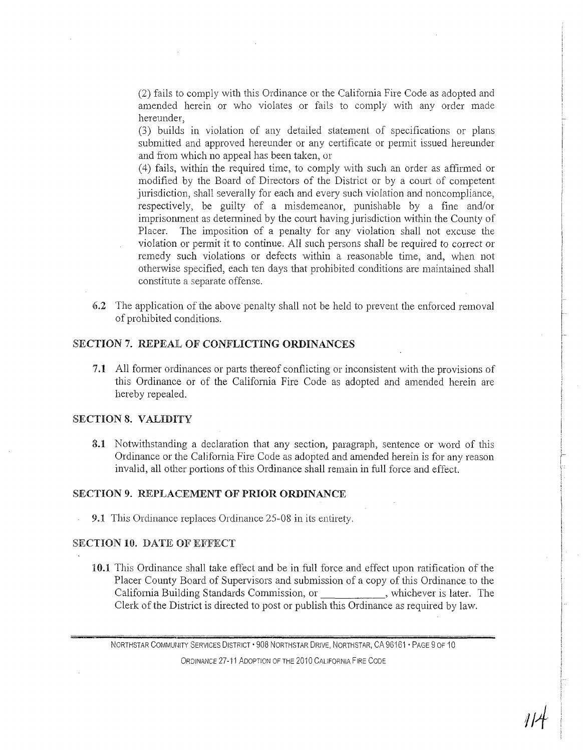(2) fails to comply with this Ordinance or the California Fire Code as adopted and amended herein or who violates or fails to comply with any order made hereunder,

(3) builds in violation of any detailed statement of specifications or plans submitted and approved hereunder or any certificate or permit issued hereunder and from which no appeal has been taken, or

(4) fails, within the required time, to comply with such an order as affirmed or modified by the Board of Directors of the District or by a court of competent jurisdiction, shall severally for each and every such violation and noncompliance, respectively, be guilty of a misdemeanor, punishable by a fine and/or imprisonment as determined by the court having jurisdiction within the County of Placer. The imposition of a penalty for any violation shall not excuse the violation or permit it to continue. All such persons shall be required to correct or remedy such violations or defects within a reasonable time, and, when not otherwise specified, each ten days that prohibited conditions are maintained shall constitute a separate offense.

**6.2** The application of the above penalty shall not be held to prevent the enforced removal of prohibited conditions.

## SECTION 7. REPEAL OF CONFLICTING ORDINANCES

**7.1** All former ordinances or parts thereof conflicting or inconsistent with the provisions of this Ordinance or of the California Fire Code as adopted and amended herein are hereby repealed.

## SECTION 8. VALIDITY

**8.1** Notwithstanding a declaration that any section, paragraph, sentence or word of this Ordinance or the California Fire Code as adopted and amended herein is for any reason invalid, all other portions of this Ordinance shall remain in full force and effect.

## SECTION 9. REPLACEMENT OF PRIOR ORDINANCE

**9.1** This Ordinance replaces Ordinance 25-08 in its entirety.

## SECTION 10. DATE OF EFFECT

**10.1** This Ordinance shall take effect and be in full force and effect upon ratification of the Placer County Board of Supervisors and submission of a copy of this Ordinance to the California Building Standards Commission, or ___________, whichever is later. The Clerk of the District is directed to post or publish this Ordinance as required by law.

NORTHSTAR COMMUNITY SERVICES DISTRICT • 908 NORTHSTAR DRIVE, NORTHSTAR, CA 96161

ORDINANCE 27-11 ADOPTION OF THE 2010 CALIFORNIA FIRE CODE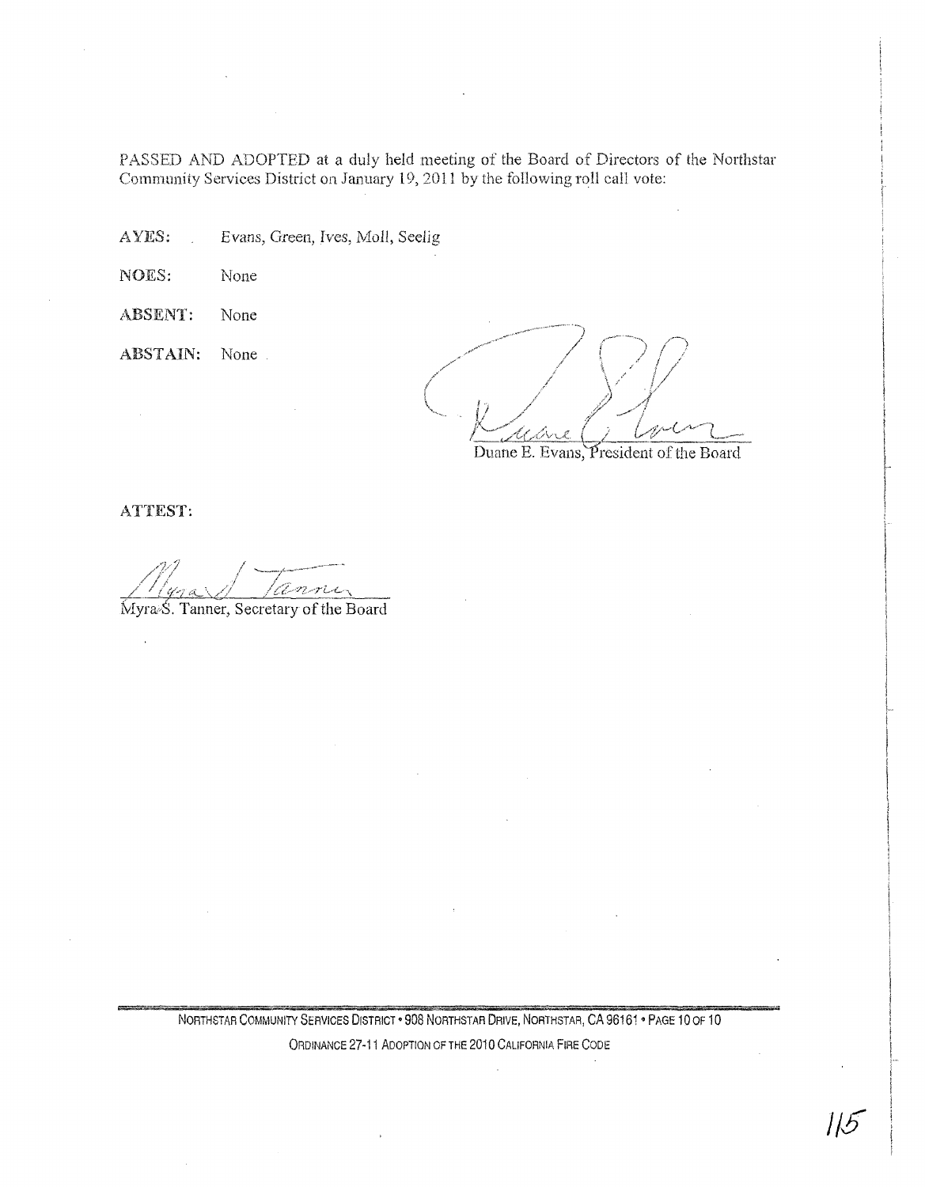PASSED AND ADOPTED at a duly held meeting of the Board of Directors of the Northstar Community Services District on January 19, 2011 by the following roll call vote:

**AYES:** Evans, Green, Ives, Moll, Seelig

**NOES:** None

**ABSENT:** None

**ABSTAIN:** None

Duane E. Evans, President of the Board

**ATTEST:**

Myra S. Tanner, Secretary of the Board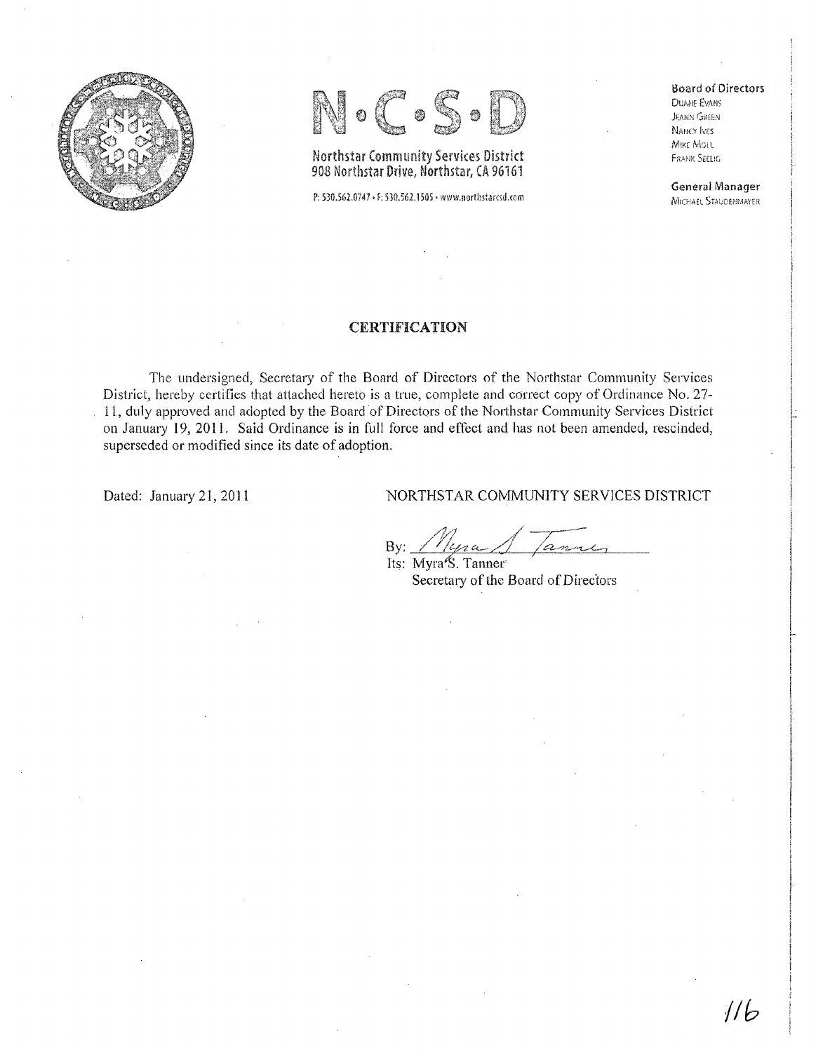N·C·S·D

Northstar Community Services District
908 Northstar Drive, Northstar, CA 96161

P: 530.562.0747 • F: 530.562.1505 • www.northstarcsd.com

**Board of Directors**
Duane Evans
Jeann Green
Nancy Ives
Mike Moll
Frank Seelig

**General Manager**
Michael Staudenmayer

## CERTIFICATION

The undersigned, Secretary of the Board of Directors of the Northstar Community Services District, hereby certifies that attached hereto is a true, complete and correct copy of Ordinance No. 27-11, duly approved and adopted by the Board of Directors of the Northstar Community Services District on January 19, 2011. Said Ordinance is in full force and effect and has not been amended, rescinded, superseded or modified since its date of adoption.

Dated: January 21, 2011

NORTHSTAR COMMUNITY SERVICES DISTRICT

By: Myra S. Tanner

Its: Myra S. Tanner
Secretary of the Board of Directors